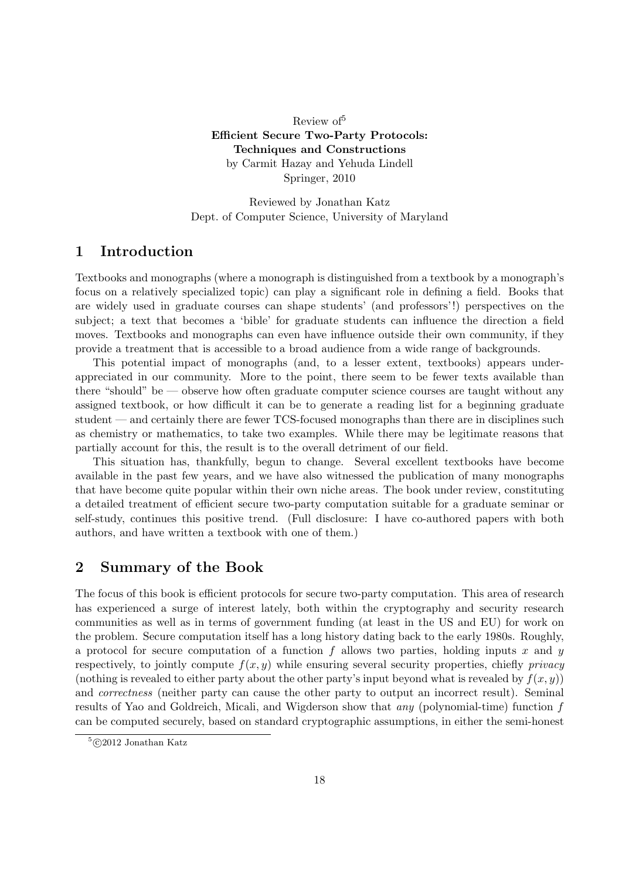Review of[5]
**Efficient Secure Two-Party Protocols: Techniques and Constructions**
by Carmit Hazay and Yehuda Lindell
Springer, 2010

Reviewed by Jonathan Katz
Dept. of Computer Science, University of Maryland

## 1 Introduction

Textbooks and monographs (where a monograph is distinguished from a textbook by a monograph's focus on a relatively specialized topic) can play a significant role in defining a field. Books that are widely used in graduate courses can shape students' (and professors'!) perspectives on the subject; a text that becomes a 'bible' for graduate students can influence the direction a field moves. Textbooks and monographs can even have influence outside their own community, if they provide a treatment that is accessible to a broad audience from a wide range of backgrounds.

This potential impact of monographs (and, to a lesser extent, textbooks) appears underappreciated in our community. More to the point, there seem to be fewer texts available than there "should" be — observe how often graduate computer science courses are taught without any assigned textbook, or how difficult it can be to generate a reading list for a beginning graduate student — and certainly there are fewer TCS-focused monographs than there are in disciplines such as chemistry or mathematics, to take two examples. While there may be legitimate reasons that partially account for this, the result is to the overall detriment of our field.

This situation has, thankfully, begun to change. Several excellent textbooks have become available in the past few years, and we have also witnessed the publication of many monographs that have become quite popular within their own niche areas. The book under review, constituting a detailed treatment of efficient secure two-party computation suitable for a graduate seminar or self-study, continues this positive trend. (Full disclosure: I have co-authored papers with both authors, and have written a textbook with one of them.)

## 2 Summary of the Book

The focus of this book is efficient protocols for secure two-party computation. This area of research has experienced a surge of interest lately, both within the cryptography and security research communities as well as in terms of government funding (at least in the US and EU) for work on the problem. Secure computation itself has a long history dating back to the early 1980s. Roughly, a protocol for secure computation of a function $f$ allows two parties, holding inputs $x$ and $y$ respectively, to jointly compute $f(x, y)$ while ensuring several security properties, chiefly *privacy* (nothing is revealed to either party about the other party's input beyond what is revealed by $f(x, y)$) and *correctness* (neither party can cause the other party to output an incorrect result). Seminal results of Yao and Goldreich, Micali, and Wigderson show that *any* (polynomial-time) function $f$ can be computed securely, based on standard cryptographic assumptions, in either the semi-honest

[5]©2012 Jonathan Katz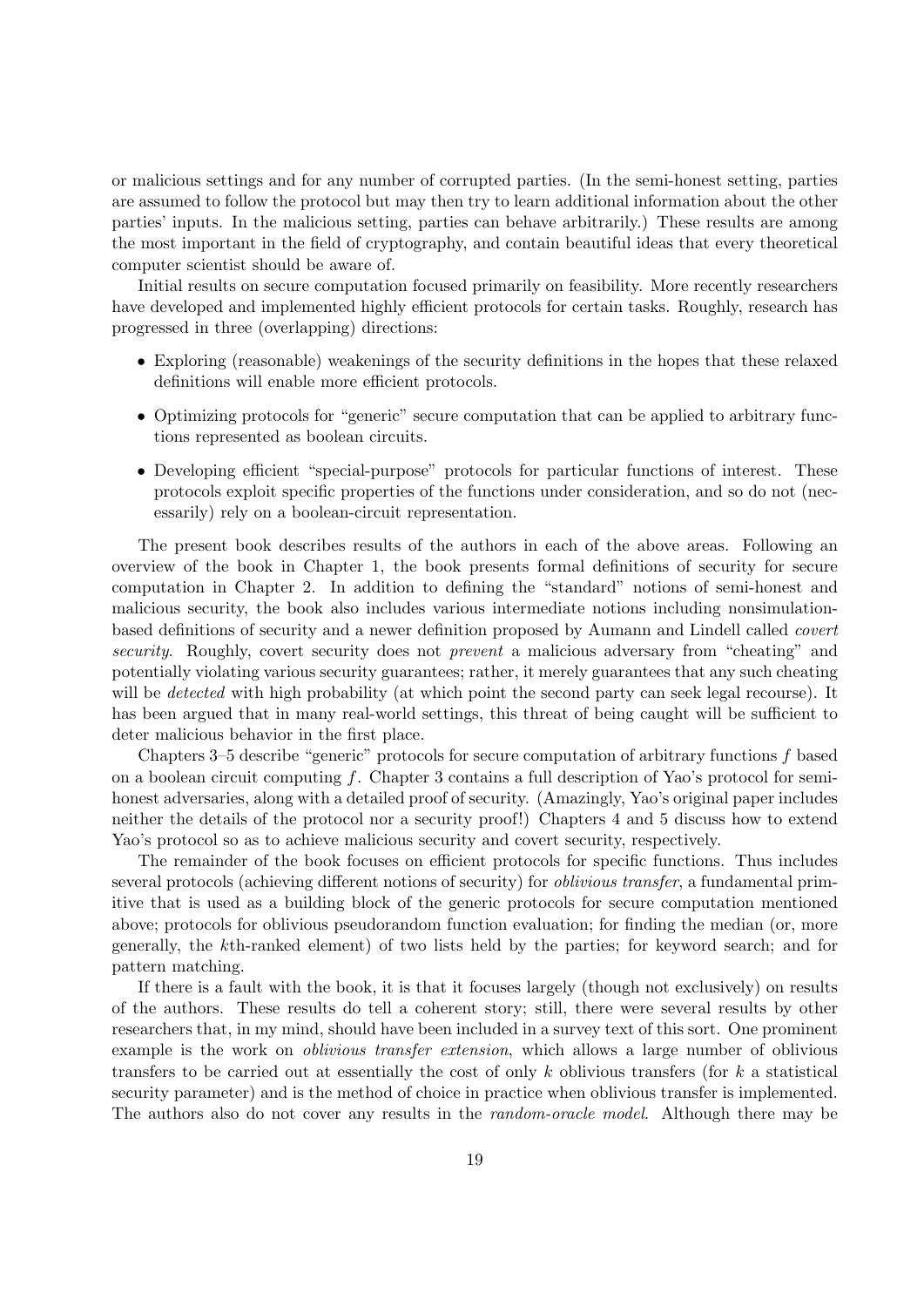or malicious settings and for any number of corrupted parties. (In the semi-honest setting, parties are assumed to follow the protocol but may then try to learn additional information about the other parties' inputs. In the malicious setting, parties can behave arbitrarily.) These results are among the most important in the field of cryptography, and contain beautiful ideas that every theoretical computer scientist should be aware of.

Initial results on secure computation focused primarily on feasibility. More recently researchers have developed and implemented highly efficient protocols for certain tasks. Roughly, research has progressed in three (overlapping) directions:

- Exploring (reasonable) weakenings of the security definitions in the hopes that these relaxed definitions will enable more efficient protocols.
- Optimizing protocols for "generic" secure computation that can be applied to arbitrary functions represented as boolean circuits.
- Developing efficient "special-purpose" protocols for particular functions of interest. These protocols exploit specific properties of the functions under consideration, and so do not (necessarily) rely on a boolean-circuit representation.

The present book describes results of the authors in each of the above areas. Following an overview of the book in Chapter 1, the book presents formal definitions of security for secure computation in Chapter 2. In addition to defining the "standard" notions of semi-honest and malicious security, the book also includes various intermediate notions including nonsimulation-based definitions of security and a newer definition proposed by Aumann and Lindell called *covert security*. Roughly, covert security does not *prevent* a malicious adversary from "cheating" and potentially violating various security guarantees; rather, it merely guarantees that any such cheating will be *detected* with high probability (at which point the second party can seek legal recourse). It has been argued that in many real-world settings, this threat of being caught will be sufficient to deter malicious behavior in the first place.

Chapters 3–5 describe "generic" protocols for secure computation of arbitrary functions $f$ based on a boolean circuit computing $f$. Chapter 3 contains a full description of Yao's protocol for semi-honest adversaries, along with a detailed proof of security. (Amazingly, Yao's original paper includes neither the details of the protocol nor a security proof!) Chapters 4 and 5 discuss how to extend Yao's protocol so as to achieve malicious security and covert security, respectively.

The remainder of the book focuses on efficient protocols for specific functions. Thus includes several protocols (achieving different notions of security) for *oblivious transfer*, a fundamental primitive that is used as a building block of the generic protocols for secure computation mentioned above; protocols for oblivious pseudorandom function evaluation; for finding the median (or, more generally, the $k$th-ranked element) of two lists held by the parties; for keyword search; and for pattern matching.

If there is a fault with the book, it is that it focuses largely (though not exclusively) on results of the authors. These results do tell a coherent story; still, there were several results by other researchers that, in my mind, should have been included in a survey text of this sort. One prominent example is the work on *oblivious transfer extension*, which allows a large number of oblivious transfers to be carried out at essentially the cost of only $k$ oblivious transfers (for $k$ a statistical security parameter) and is the method of choice in practice when oblivious transfer is implemented. The authors also do not cover any results in the *random-oracle model*. Although there may be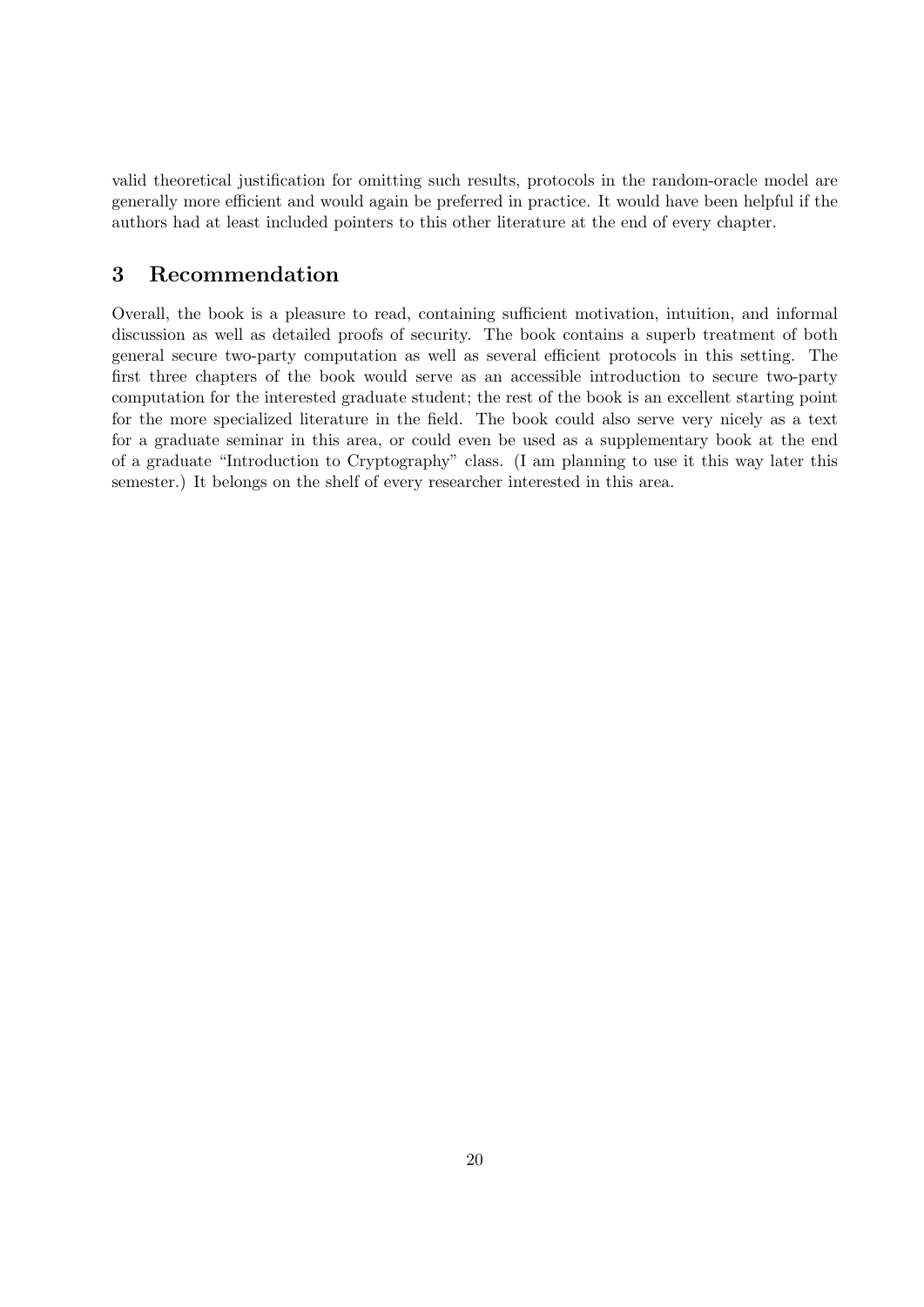valid theoretical justification for omitting such results, protocols in the random-oracle model are generally more efficient and would again be preferred in practice. It would have been helpful if the authors had at least included pointers to this other literature at the end of every chapter.

## 3 Recommendation

Overall, the book is a pleasure to read, containing sufficient motivation, intuition, and informal discussion as well as detailed proofs of security. The book contains a superb treatment of both general secure two-party computation as well as several efficient protocols in this setting. The first three chapters of the book would serve as an accessible introduction to secure two-party computation for the interested graduate student; the rest of the book is an excellent starting point for the more specialized literature in the field. The book could also serve very nicely as a text for a graduate seminar in this area, or could even be used as a supplementary book at the end of a graduate "Introduction to Cryptography" class. (I am planning to use it this way later this semester.) It belongs on the shelf of every researcher interested in this area.